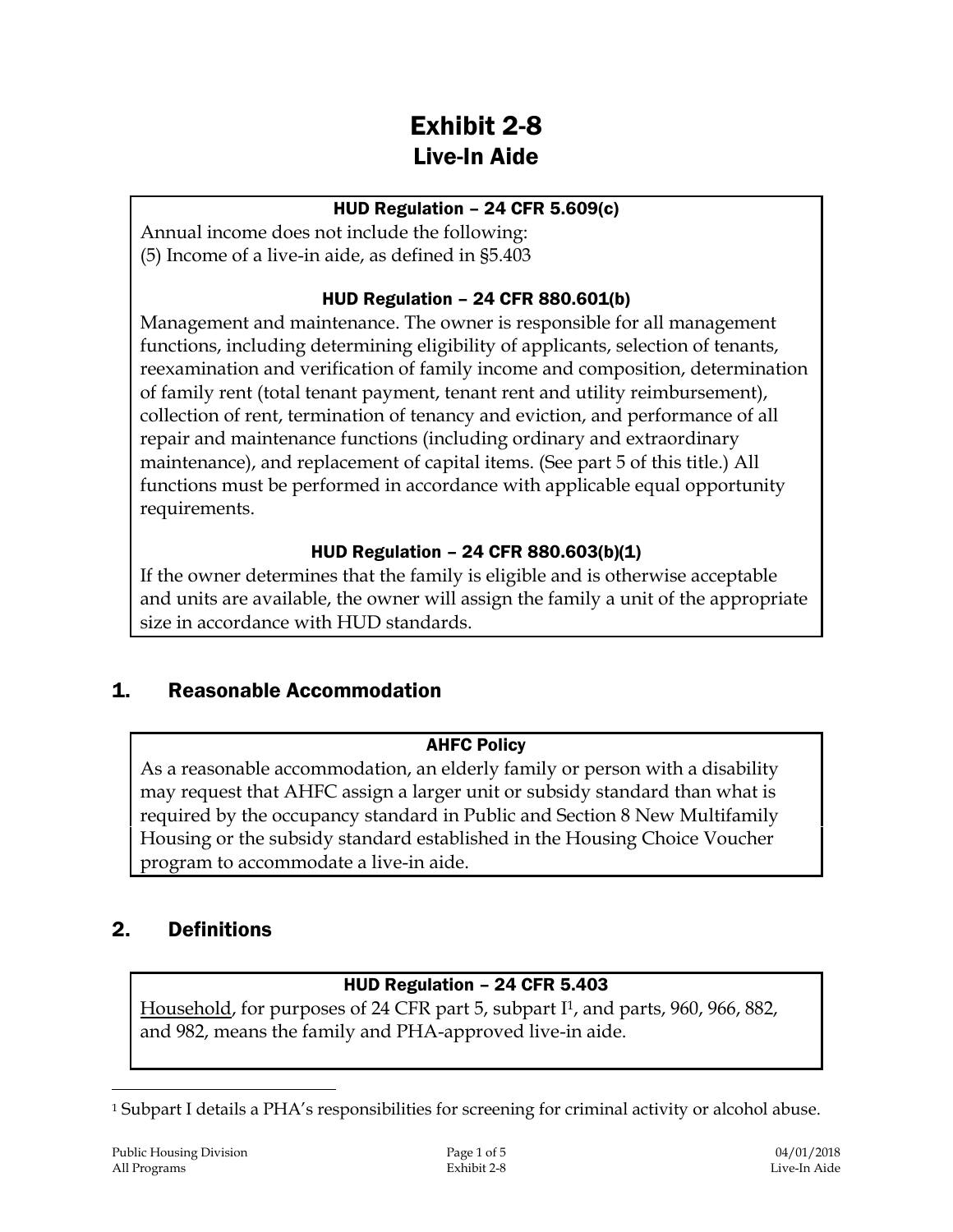# Exhibit 2-8
## Live-In Aide

**HUD Regulation – 24 CFR 5.609(c)**

Annual income does not include the following:
(5) Income of a live-in aide, as defined in §5.403

**HUD Regulation – 24 CFR 880.601(b)**

Management and maintenance. The owner is responsible for all management functions, including determining eligibility of applicants, selection of tenants, reexamination and verification of family income and composition, determination of family rent (total tenant payment, tenant rent and utility reimbursement), collection of rent, termination of tenancy and eviction, and performance of all repair and maintenance functions (including ordinary and extraordinary maintenance), and replacement of capital items. (See part 5 of this title.) All functions must be performed in accordance with applicable equal opportunity requirements.

**HUD Regulation – 24 CFR 880.603(b)(1)**

If the owner determines that the family is eligible and is otherwise acceptable and units are available, the owner will assign the family a unit of the appropriate size in accordance with HUD standards.

## 1. Reasonable Accommodation

**AHFC Policy**

As a reasonable accommodation, an elderly family or person with a disability may request that AHFC assign a larger unit or subsidy standard than what is required by the occupancy standard in Public and Section 8 New Multifamily Housing or the subsidy standard established in the Housing Choice Voucher program to accommodate a live-in aide.

## 2. Definitions

**HUD Regulation – 24 CFR 5.403**

Household, for purposes of 24 CFR part 5, subpart I[1], and parts, 960, 966, 882, and 982, means the family and PHA-approved live-in aide.

[1] Subpart I details a PHA's responsibilities for screening for criminal activity or alcohol abuse.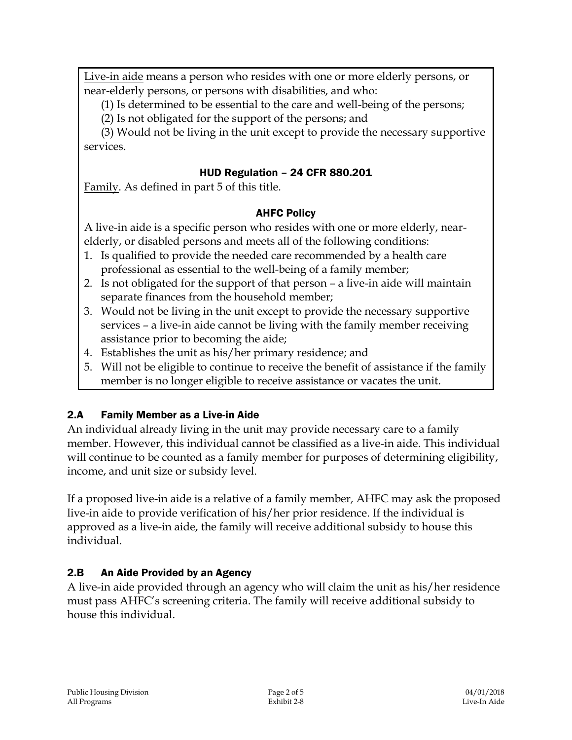<u>Live-in aide</u> means a person who resides with one or more elderly persons, or near-elderly persons, or persons with disabilities, and who:

(1) Is determined to be essential to the care and well-being of the persons;

(2) Is not obligated for the support of the persons; and

(3) Would not be living in the unit except to provide the necessary supportive services.

**HUD Regulation – 24 CFR 880.201**

<u>Family</u>. As defined in part 5 of this title.

**AHFC Policy**

A live-in aide is a specific person who resides with one or more elderly, near-elderly, or disabled persons and meets all of the following conditions:

1. Is qualified to provide the needed care recommended by a health care professional as essential to the well-being of a family member;
2. Is not obligated for the support of that person – a live-in aide will maintain separate finances from the household member;
3. Would not be living in the unit except to provide the necessary supportive services – a live-in aide cannot be living with the family member receiving assistance prior to becoming the aide;
4. Establishes the unit as his/her primary residence; and
5. Will not be eligible to continue to receive the benefit of assistance if the family member is no longer eligible to receive assistance or vacates the unit.

## 2.A Family Member as a Live-in Aide

An individual already living in the unit may provide necessary care to a family member. However, this individual cannot be classified as a live-in aide. This individual will continue to be counted as a family member for purposes of determining eligibility, income, and unit size or subsidy level.

If a proposed live-in aide is a relative of a family member, AHFC may ask the proposed live-in aide to provide verification of his/her prior residence. If the individual is approved as a live-in aide, the family will receive additional subsidy to house this individual.

## 2.B An Aide Provided by an Agency

A live-in aide provided through an agency who will claim the unit as his/her residence must pass AHFC's screening criteria. The family will receive additional subsidy to house this individual.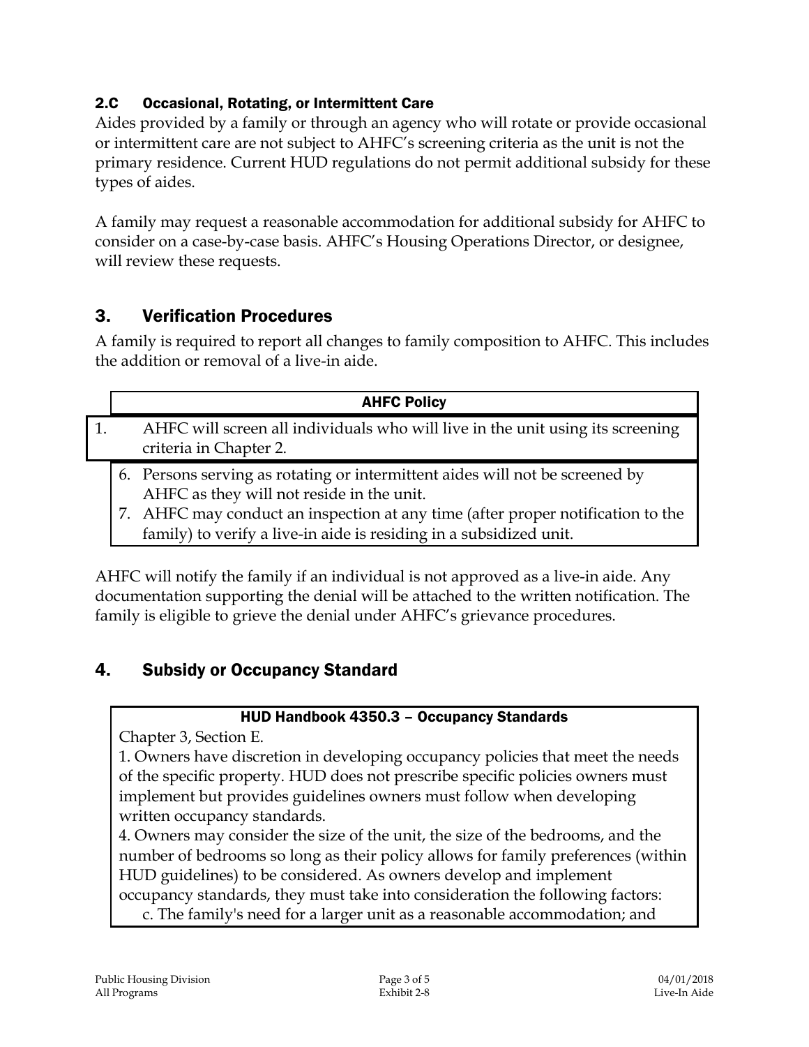### 2.C Occasional, Rotating, or Intermittent Care

Aides provided by a family or through an agency who will rotate or provide occasional or intermittent care are not subject to AHFC's screening criteria as the unit is not the primary residence. Current HUD regulations do not permit additional subsidy for these types of aides.

A family may request a reasonable accommodation for additional subsidy for AHFC to consider on a case-by-case basis. AHFC's Housing Operations Director, or designee, will review these requests.

## 3. Verification Procedures

A family is required to report all changes to family composition to AHFC. This includes the addition or removal of a live-in aide.

**AHFC Policy**

1. AHFC will screen all individuals who will live in the unit using its screening criteria in Chapter 2.

6. Persons serving as rotating or intermittent aides will not be screened by AHFC as they will not reside in the unit.
7. AHFC may conduct an inspection at any time (after proper notification to the family) to verify a live-in aide is residing in a subsidized unit.

AHFC will notify the family if an individual is not approved as a live-in aide. Any documentation supporting the denial will be attached to the written notification. The family is eligible to grieve the denial under AHFC's grievance procedures.

## 4. Subsidy or Occupancy Standard

**HUD Handbook 4350.3 – Occupancy Standards**

Chapter 3, Section E.

1. Owners have discretion in developing occupancy policies that meet the needs of the specific property. HUD does not prescribe specific policies owners must implement but provides guidelines owners must follow when developing written occupancy standards.

4. Owners may consider the size of the unit, the size of the bedrooms, and the number of bedrooms so long as their policy allows for family preferences (within HUD guidelines) to be considered. As owners develop and implement occupancy standards, they must take into consideration the following factors:

   c. The family's need for a larger unit as a reasonable accommodation; and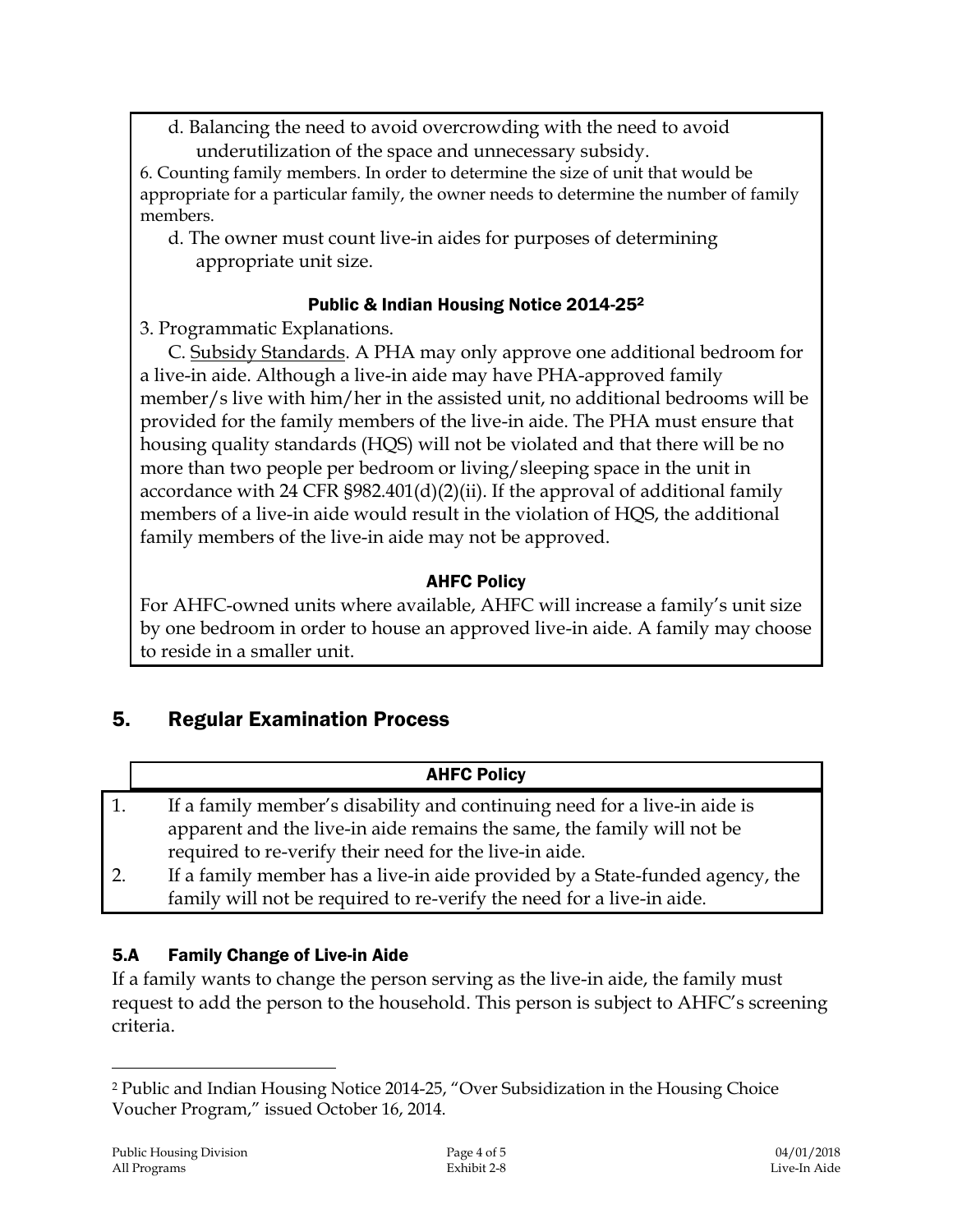d. Balancing the need to avoid overcrowding with the need to avoid underutilization of the space and unnecessary subsidy.

6. Counting family members. In order to determine the size of unit that would be appropriate for a particular family, the owner needs to determine the number of family members.

d. The owner must count live-in aides for purposes of determining appropriate unit size.

**Public & Indian Housing Notice 2014-25[2]**

3. Programmatic Explanations.

C. Subsidy Standards. A PHA may only approve one additional bedroom for a live-in aide. Although a live-in aide may have PHA-approved family member/s live with him/her in the assisted unit, no additional bedrooms will be provided for the family members of the live-in aide. The PHA must ensure that housing quality standards (HQS) will not be violated and that there will be no more than two people per bedroom or living/sleeping space in the unit in accordance with 24 CFR §982.401(d)(2)(ii). If the approval of additional family members of a live-in aide would result in the violation of HQS, the additional family members of the live-in aide may not be approved.

**AHFC Policy**

For AHFC-owned units where available, AHFC will increase a family's unit size by one bedroom in order to house an approved live-in aide. A family may choose to reside in a smaller unit.

## 5. Regular Examination Process

**AHFC Policy**

1. If a family member's disability and continuing need for a live-in aide is apparent and the live-in aide remains the same, the family will not be required to re-verify their need for the live-in aide.
2. If a family member has a live-in aide provided by a State-funded agency, the family will not be required to re-verify the need for a live-in aide.

### 5.A Family Change of Live-in Aide

If a family wants to change the person serving as the live-in aide, the family must request to add the person to the household. This person is subject to AHFC's screening criteria.

[2] Public and Indian Housing Notice 2014-25, "Over Subsidization in the Housing Choice Voucher Program," issued October 16, 2014.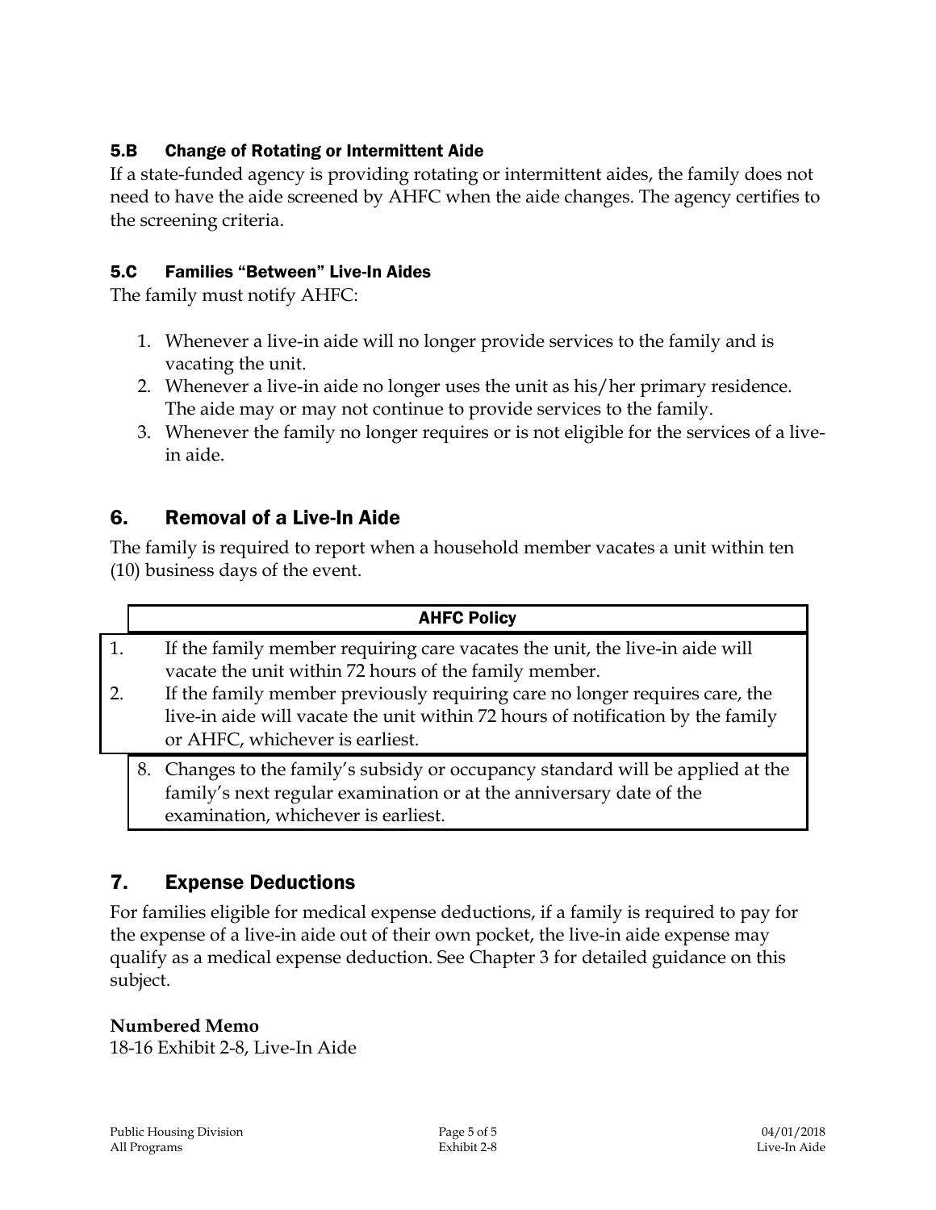### 5.B Change of Rotating or Intermittent Aide

If a state-funded agency is providing rotating or intermittent aides, the family does not need to have the aide screened by AHFC when the aide changes. The agency certifies to the screening criteria.

### 5.C Families "Between" Live-In Aides

The family must notify AHFC:

1. Whenever a live-in aide will no longer provide services to the family and is vacating the unit.
2. Whenever a live-in aide no longer uses the unit as his/her primary residence. The aide may or may not continue to provide services to the family.
3. Whenever the family no longer requires or is not eligible for the services of a live-in aide.

## 6. Removal of a Live-In Aide

The family is required to report when a household member vacates a unit within ten (10) business days of the event.

| AHFC Policy |
| --- |
| 1. If the family member requiring care vacates the unit, the live-in aide will vacate the unit within 72 hours of the family member.<br>2. If the family member previously requiring care no longer requires care, the live-in aide will vacate the unit within 72 hours of notification by the family or AHFC, whichever is earliest.<br>8. Changes to the family's subsidy or occupancy standard will be applied at the family's next regular examination or at the anniversary date of the examination, whichever is earliest. |

## 7. Expense Deductions

For families eligible for medical expense deductions, if a family is required to pay for the expense of a live-in aide out of their own pocket, the live-in aide expense may qualify as a medical expense deduction. See Chapter 3 for detailed guidance on this subject.

**Numbered Memo**

18-16 Exhibit 2-8, Live-In Aide